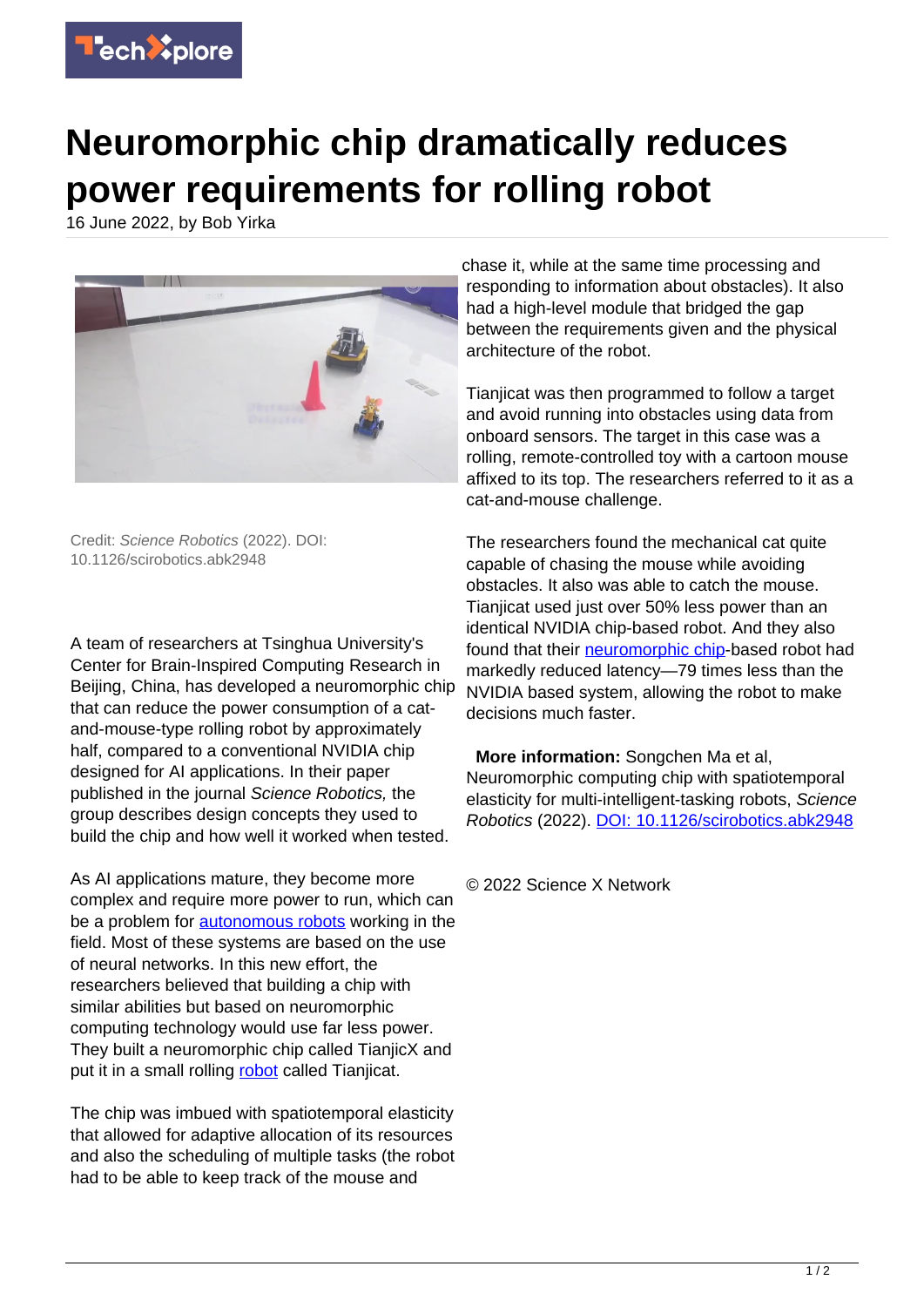# Neuromorphic chip dramatically reduces power requirements for rolling robot

16 June 2022, by Bob Yirka

Credit: *Science Robotics* (2022). DOI: 10.1126/scirobotics.abk2948

A team of researchers at Tsinghua University's Center for Brain-Inspired Computing Research in Beijing, China, has developed a neuromorphic chip that can reduce the power consumption of a cat-and-mouse-type rolling robot by approximately half, compared to a conventional NVIDIA chip designed for AI applications. In their paper published in the journal *Science Robotics,* the group describes design concepts they used to build the chip and how well it worked when tested.

As AI applications mature, they become more complex and require more power to run, which can be a problem for autonomous robots working in the field. Most of these systems are based on the use of neural networks. In this new effort, the researchers believed that building a chip with similar abilities but based on neuromorphic computing technology would use far less power. They built a neuromorphic chip called TianjicX and put it in a small rolling robot called Tianjicat.

The chip was imbued with spatiotemporal elasticity that allowed for adaptive allocation of its resources and also the scheduling of multiple tasks (the robot had to be able to keep track of the mouse and chase it, while at the same time processing and responding to information about obstacles). It also had a high-level module that bridged the gap between the requirements given and the physical architecture of the robot.

Tianjicat was then programmed to follow a target and avoid running into obstacles using data from onboard sensors. The target in this case was a rolling, remote-controlled toy with a cartoon mouse affixed to its top. The researchers referred to it as a cat-and-mouse challenge.

The researchers found the mechanical cat quite capable of chasing the mouse while avoiding obstacles. It also was able to catch the mouse. Tianjicat used just over 50% less power than an identical NVIDIA chip-based robot. And they also found that their neuromorphic chip-based robot had markedly reduced latency—79 times less than the NVIDIA based system, allowing the robot to make decisions much faster.

**More information:** Songchen Ma et al, Neuromorphic computing chip with spatiotemporal elasticity for multi-intelligent-tasking robots, *Science Robotics* (2022). DOI: 10.1126/scirobotics.abk2948

© 2022 Science X Network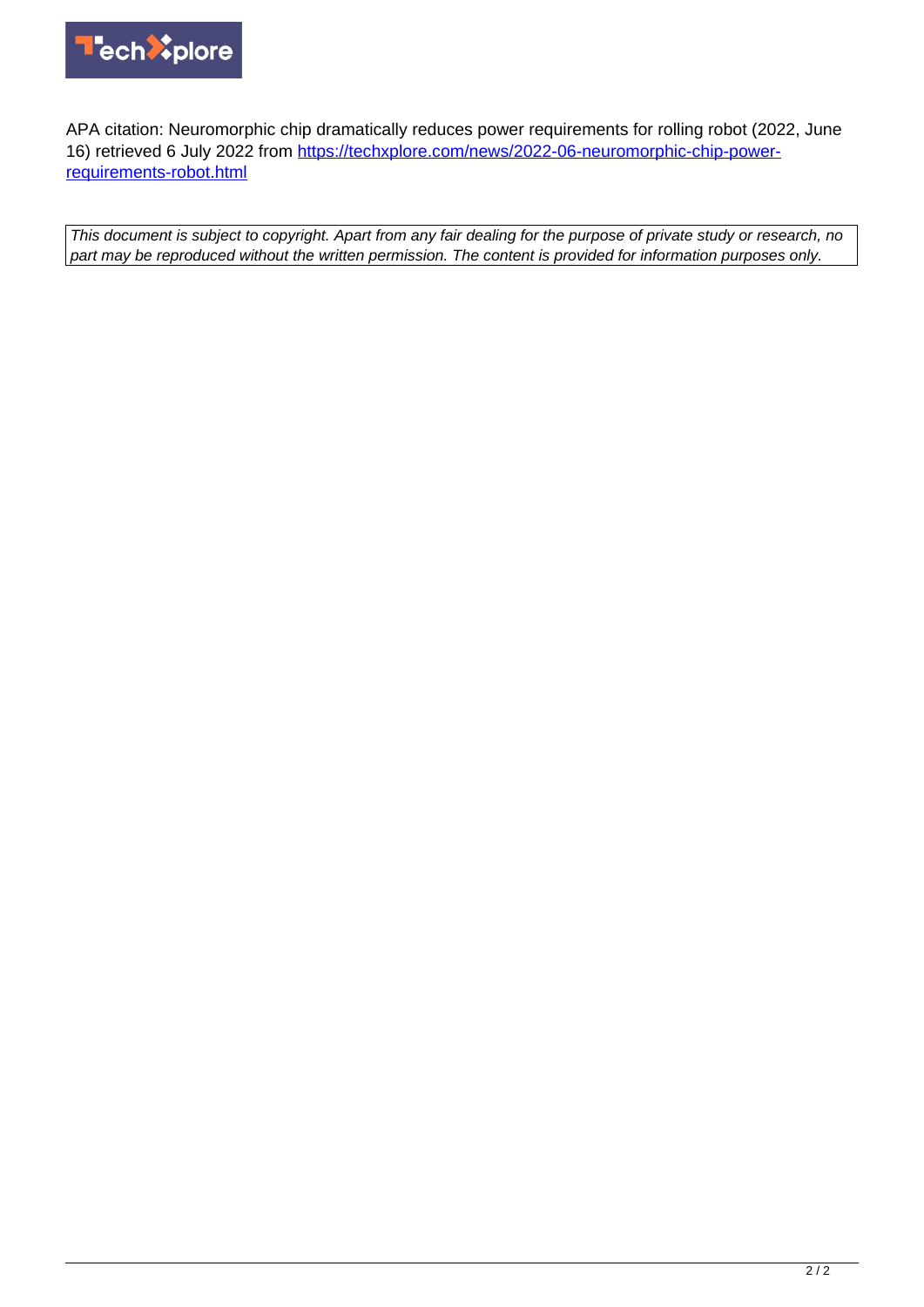APA citation: Neuromorphic chip dramatically reduces power requirements for rolling robot (2022, June 16) retrieved 6 July 2022 from https://techxplore.com/news/2022-06-neuromorphic-chip-power-requirements-robot.html

*This document is subject to copyright. Apart from any fair dealing for the purpose of private study or research, no part may be reproduced without the written permission. The content is provided for information purposes only.*